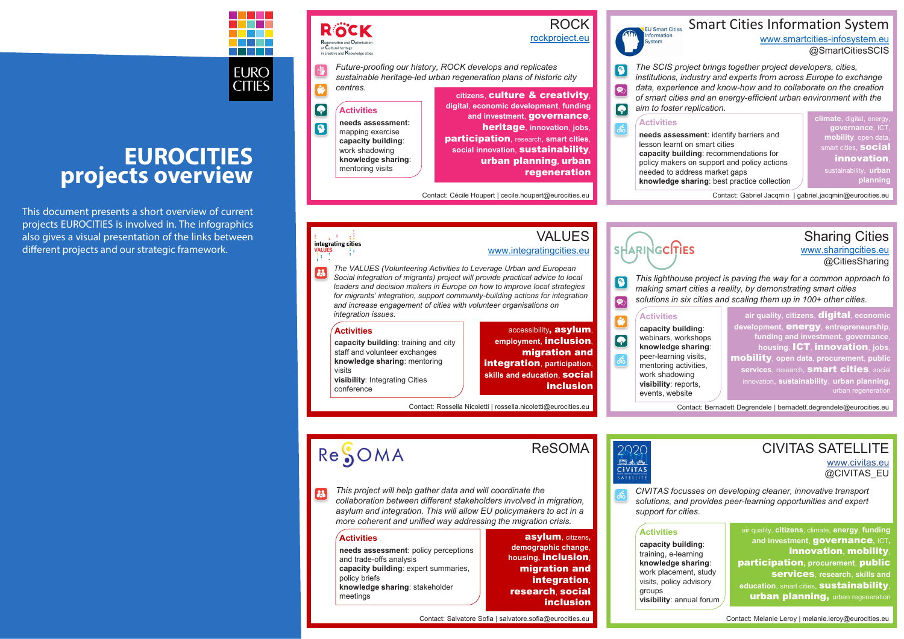# EUROCITIES projects overview

This document presents a short overview of current projects EUROCITIES is involved in. The infographics also gives a visual presentation of the links between different projects and our strategic framework.

## ROCK

rockproject.eu

*Future-proofing our history, ROCK develops and replicates sustainable heritage-led urban regeneration plans of historic city centres.*

**Activities**

**needs assessment**: mapping exercise
**capacity building**: work shadowing
**knowledge sharing**: mentoring visits

citizens, **culture & creativity**, digital, economic development, funding and investment, **governance**, **heritage**, innovation, jobs, **participation**, research, smart cities, social innovation, **sustainability**, **urban planning**, **urban regeneration**

Contact: Cécile Houpert | cecile.houpert@eurocities.eu

## Smart Cities Information System

www.smartcities-infosystem.eu
@SmartCitiesSCIS

*The SCIS project brings together project developers, cities, institutions, industry and experts from across Europe to exchange data, experience and know-how and to collaborate on the creation of smart cities and an energy-efficient urban environment with the aim to foster replication.*

**Activities**

**needs assessment**: identify barriers and lesson learnt on smart cities
**capacity building**: recommendations for policy makers on support and policy actions needed to address market gaps
**knowledge sharing**: best practice collection

climate, digital, energy, governance, ICT, mobility, open data, smart cities, **social innovation**, sustainability, **urban planning**

Contact: Gabriel Jacqmin | gabriel.jacqmin@eurocities.eu

## VALUES

www.integratingcities.eu

*The VALUES (Volunteering Activities to Leverage Urban and European Social integration of migrants) project will provide practical advice to local leaders and decision makers in Europe on how to improve local strategies for migrants' integration, support community-building actions for integration and increase engagement of cities with volunteer organisations on integration issues.*

**Activities**

**capacity building**: training and city staff and volunteer exchanges
**knowledge sharing**: mentoring visits
**visibility**: Integrating Cities conference

accessibility, **asylum**, employment, **inclusion**, **migration and integration**, participation, skills and education, **social inclusion**

Contact: Rossella Nicoletti | rossella.nicoletti@eurocities.eu

## Sharing Cities

www.sharingcities.eu
@CitiesSharing

*This lighthouse project is paving the way for a common approach to making smart cities a reality, by demonstrating smart cities solutions in six cities and scaling them up in 100+ other cities.*

**Activities**

**capacity building**: webinars, workshops
**knowledge sharing**: peer-learning visits, mentoring activities, work shadowing
**visibility**: reports, events, website

air quality, citizens, **digital**, economic development, **energy**, entrepreneurship, funding and investment, governance, housing, **ICT**, **innovation**, jobs, **mobility**, open data, procurement, public services, research, **smart cities**, social innovation, sustainability, urban planning, urban regeneration

Contact: Bernadett Degrendele | bernadett.degrendele@eurocities.eu

## ReSOMA

*This project will help gather data and will coordinate the collaboration between different stakeholders involved in migration, asylum and integration. This will allow EU policymakers to act in a more coherent and unified way addressing the migration crisis.*

**Activities**

**needs assessment**: policy perceptions and trade-offs analysis
**capacity building**: expert summaries, policy briefs
**knowledge sharing**: stakeholder meetings

**asylum**, citizens, demographic change, housing, **inclusion**, **migration and integration**, **research**, **social inclusion**

Contact: Salvatore Sofia | salvatore.sofia@eurocities.eu

## CIVITAS SATELLITE

www.civitas.eu
@CIVITAS_EU

*CIVITAS focusses on developing cleaner, innovative transport solutions, and provides peer-learning opportunities and expert support for cities.*

**Activities**

**capacity building**: training, e-learning
**knowledge sharing**: work placement, study visits, policy advisory groups
**visibility**: annual forum

air quality, **citizens**, climate, **energy**, **funding and investment**, **governance**, ICT, **innovation**, **mobility**, **participation**, procurement, **public services**, research, skills and education, smart cities, **sustainability**, **urban planning**, urban regeneration

Contact: Melanie Leroy | melanie.leroy@eurocities.eu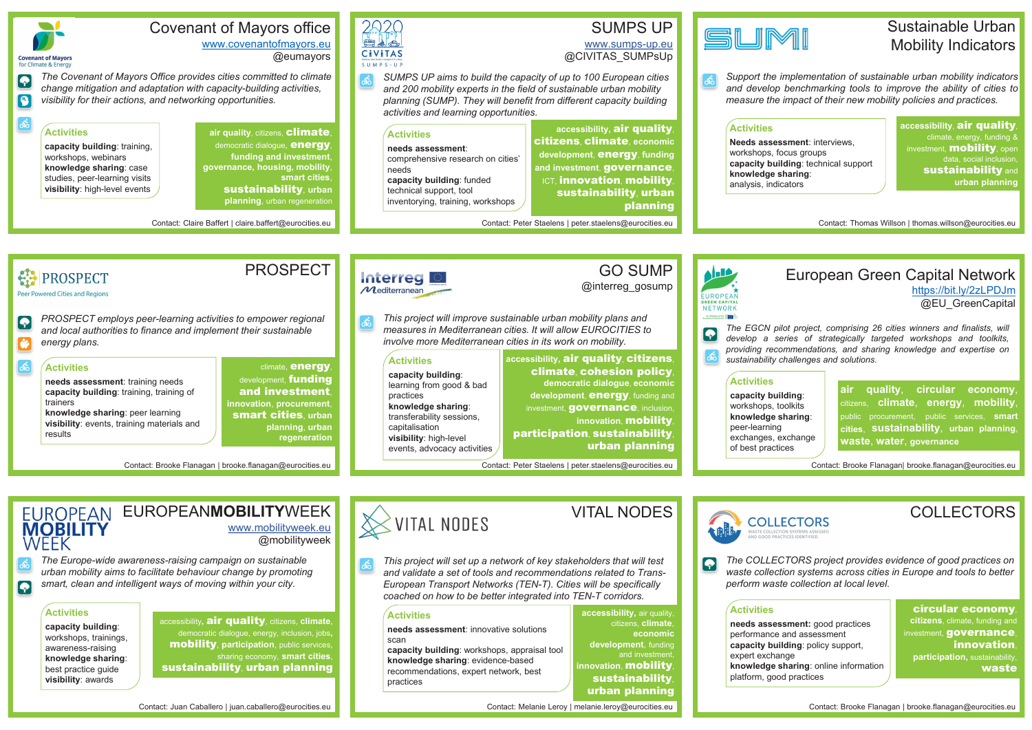## Covenant of Mayors office

www.covenantofmayors.eu
@eumayors

*The Covenant of Mayors Office provides cities committed to climate change mitigation and adaptation with capacity-building activities, visibility for their actions, and networking opportunities.*

**Activities**

**capacity building**: training, workshops, webinars
**knowledge sharing**: case studies, peer-learning visits
**visibility**: high-level events

**air quality**, citizens, **climate**, democratic dialogue, **energy**, **funding and investment**, **governance, housing, mobility, smart cities**, **sustainability**, **urban planning**, urban regeneration

Contact: Claire Baffert | claire.baffert@eurocities.eu

## SUMPS UP

www.sumps-up.eu
@CIVITAS_SUMPsUp

*SUMPS UP aims to build the capacity of up to 100 European cities and 200 mobility experts in the field of sustainable urban mobility planning (SUMP). They will benefit from different capacity building activities and learning opportunities.*

**Activities**

**needs assessment**: comprehensive research on cities' needs
**capacity building**: funded technical support, tool inventorying, training, workshops

**accessibility**, **air quality**, **citizens**, **climate**, **economic development**, **energy**, **funding and investment**, **governance**, ICT, **innovation**, **mobility**, **sustainability**, **urban planning**

Contact: Peter Staelens | peter.staelens@eurocities.eu

## Sustainable Urban Mobility Indicators

*Support the implementation of sustainable urban mobility indicators and develop benchmarking tools to improve the ability of cities to measure the impact of their new mobility policies and practices.*

**Activities**

**Needs assessment**: interviews, workshops, focus groups
**capacity building**: technical support
**knowledge sharing**: analysis, indicators

**accessibility**, **air quality**, climate, energy, funding & investment, **mobility**, open data, social inclusion, **sustainability** and **urban planning**

Contact: Thomas Willson | thomas.willson@eurocities.eu

## PROSPECT

*PROSPECT employs peer-learning activities to empower regional and local authorities to finance and implement their sustainable energy plans.*

**Activities**

**needs assessment**: training needs
**capacity building**: training, training of trainers
**knowledge sharing**: peer learning
**visibility**: events, training materials and results

climate, **energy**, development, **funding and investment**, **innovation, procurement**, **smart cities**, **urban planning, urban regeneration**

Contact: Brooke Flanagan | brooke.flanagan@eurocities.eu

## GO SUMP

@interreg_gosump

*This project will improve sustainable urban mobility plans and measures in Mediterranean cities. It will allow EUROCITIES to involve more Mediterranean cities in its work on mobility.*

**Activities**

**capacity building**: learning from good & bad practices
**knowledge sharing**: transferability sessions, capitalisation
**visibility**: high-level events, advocacy activities

**accessibility**, **air quality**, **citizens**, **climate**, **cohesion policy**, **democratic dialogue**, **economic development**, **energy**, funding and investment, **governance**, inclusion, **innovation**, **mobility**, **participation**, **sustainability**, **urban planning**

Contact: Peter Staelens | peter.staelens@eurocities.eu

## European Green Capital Network

https://bit.ly/2zLPDJm
@EU_GreenCapital

*The EGCN pilot project, comprising 26 cities winners and finalists, will develop a series of strategically targeted workshops and toolkits, providing recommendations, and sharing knowledge and expertise on sustainability challenges and solutions.*

**Activities**

**capacity building**: workshops, toolkits
**knowledge sharing**: peer-learning exchanges, exchange of best practices

**air quality**, **circular economy**, citizens, **climate**, **energy**, **mobility**, public procurement, public services, **smart cities**, **sustainability**, **urban planning**, **waste**, **water**, **governance**

Contact: Brooke Flanagan| brooke.flanagan@eurocities.eu

## EUROPEANMOBILITYWEEK

www.mobilityweek.eu
@mobilityweek

*The Europe-wide awareness-raising campaign on sustainable urban mobility aims to facilitate behaviour change by promoting smart, clean and intelligent ways of moving within your city.*

**Activities**

**capacity building**: workshops, trainings, awareness-raising
**knowledge sharing**: best practice guide
**visibility**: awards

accessibility, **air quality**, citizens, **climate**, democratic dialogue, energy, inclusion, jobs, **mobility**, **participation**, public services, sharing economy, **smart cities**, **sustainability**, **urban planning**

Contact: Juan Caballero | juan.caballero@eurocities.eu

## VITAL NODES

*This project will set up a network of key stakeholders that will test and validate a set of tools and recommendations related to Trans-European Transport Networks (TEN-T). Cities will be specifically coached on how to be better integrated into TEN-T corridors.*

**Activities**

**needs assessment**: innovative solutions scan
**capacity building**: workshops, appraisal tool
**knowledge sharing**: evidence-based recommendations, expert network, best practices

**accessibility**, air quality, citizens, **climate**, **economic development**, funding and investment, **innovation**, **mobility**, **sustainability**, **urban planning**

Contact: Melanie Leroy | melanie.leroy@eurocities.eu

## COLLECTORS

*The COLLECTORS project provides evidence of good practices on waste collection systems across cities in Europe and tools to better perform waste collection at local level.*

**Activities**

**needs assessment:** good practices performance and assessment
**capacity building**: policy support, expert exchange
**knowledge sharing**: online information platform, good practices

**circular economy**, **citizens**, climate, funding and investment, **governance**, **innovation**, **participation**, sustainability, **waste**

Contact: Brooke Flanagan | brooke.flanagan@eurocities.eu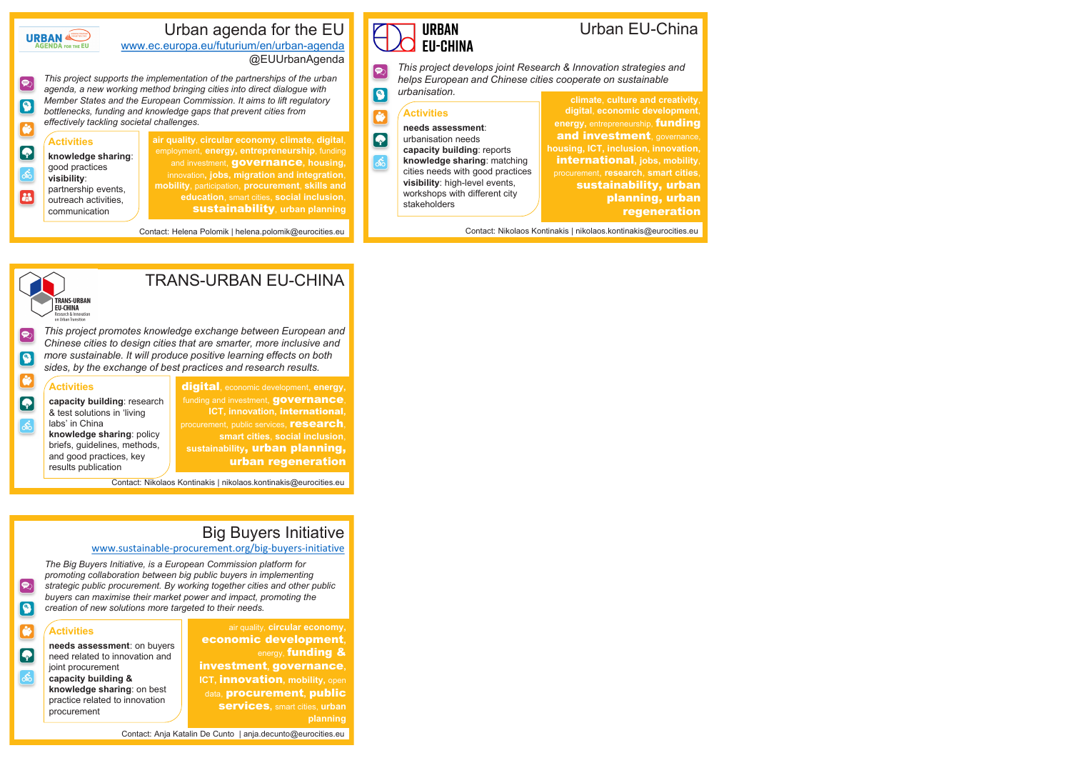## Urban agenda for the EU

www.ec.europa.eu/futurium/en/urban-agenda

@EUUrbanAgenda

*This project supports the implementation of the partnerships of the urban agenda, a new working method bringing cities into direct dialogue with Member States and the European Commission. It aims to lift regulatory bottlenecks, funding and knowledge gaps that prevent cities from effectively tackling societal challenges.*

**Activities**

**knowledge sharing**: good practices
**visibility**: partnership events, outreach activities, communication

air quality, circular economy, climate, digital, employment, energy, entrepreneurship, funding and investment, governance, housing, innovation, jobs, migration and integration, mobility, participation, procurement, skills and education, smart cities, social inclusion, sustainability, urban planning

Contact: Helena Polomik | helena.polomik@eurocities.eu

## Urban EU-China

*This project develops joint Research & Innovation strategies and helps European and Chinese cities cooperate on sustainable urbanisation.*

**Activities**

**needs assessment**: urbanisation needs
**capacity building**: reports
**knowledge sharing**: matching cities needs with good practices
**visibility**: high-level events, workshops with different city stakeholders

climate, culture and creativity, digital, economic development, energy, entrepreneurship, funding and investment, governance, housing, ICT, inclusion, innovation, international, jobs, mobility, procurement, research, smart cities, sustainability, urban planning, urban regeneration

Contact: Nikolaos Kontinakis | nikolaos.kontinakis@eurocities.eu

## TRANS-URBAN EU-CHINA

*This project promotes knowledge exchange between European and Chinese cities to design cities that are smarter, more inclusive and more sustainable. It will produce positive learning effects on both sides, by the exchange of best practices and research results.*

**Activities**

**capacity building**: research & test solutions in 'living labs' in China
**knowledge sharing**: policy briefs, guidelines, methods, and good practices, key results publication

digital, economic development, energy, funding and investment, governance, ICT, innovation, international, procurement, public services, research, smart cities, social inclusion, sustainability, urban planning, urban regeneration

Contact: Nikolaos Kontinakis | nikolaos.kontinakis@eurocities.eu

## Big Buyers Initiative

www.sustainable-procurement.org/big-buyers-initiative

*The Big Buyers Initiative, is a European Commission platform for promoting collaboration between big public buyers in implementing strategic public procurement. By working together cities and other public buyers can maximise their market power and impact, promoting the creation of new solutions more targeted to their needs.*

**Activities**

**needs assessment**: on buyers need related to innovation and joint procurement
**capacity building & knowledge sharing**: on best practice related to innovation procurement

air quality, circular economy, economic development, energy, funding & investment, governance, ICT, innovation, mobility, open data, procurement, public services, smart cities, urban planning

Contact: Anja Katalin De Cunto | anja.decunto@eurocities.eu